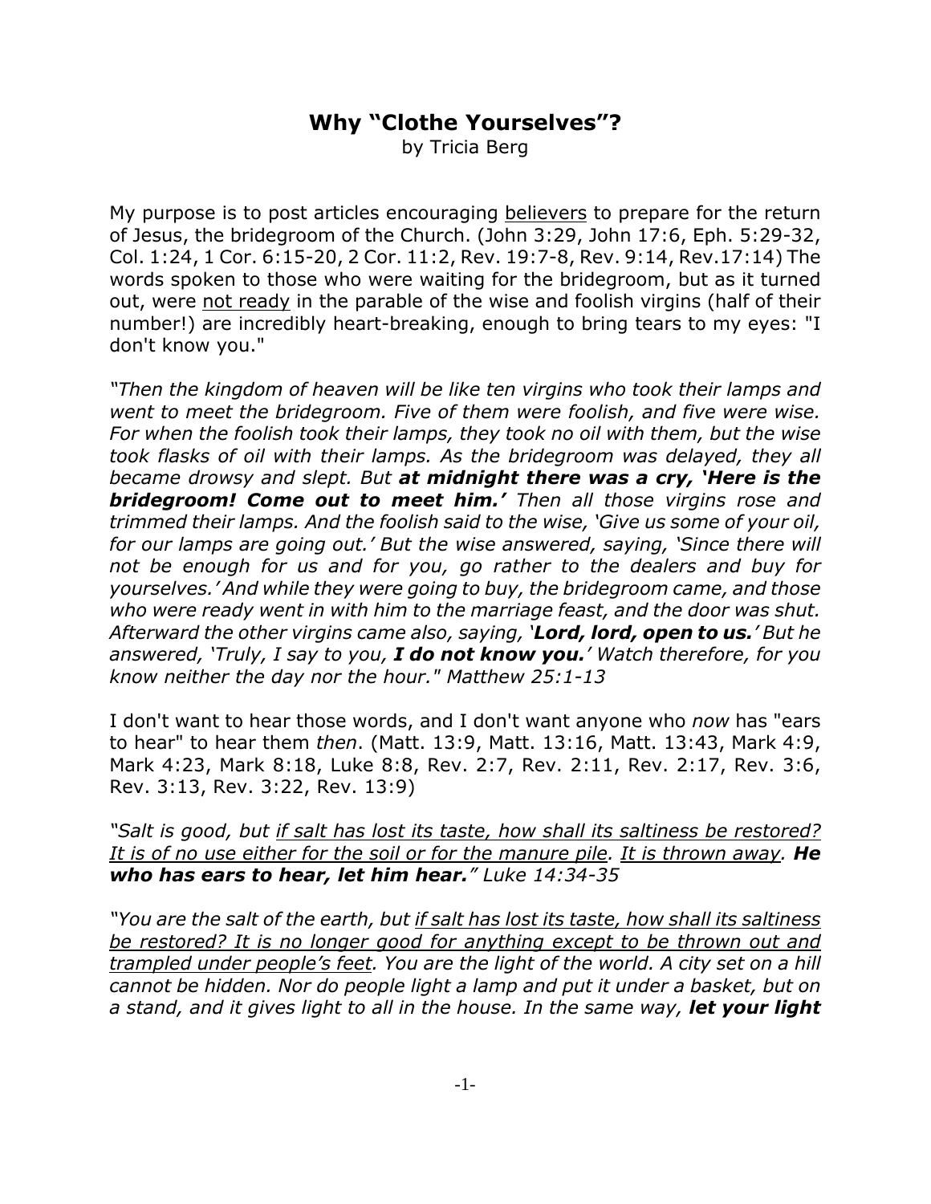# Why "Clothe Yourselves"?

by Tricia Berg

My purpose is to post articles encouraging <u>believers</u> to prepare for the return of Jesus, the bridegroom of the Church. (John 3:29, John 17:6, Eph. 5:29-32, Col. 1:24, 1 Cor. 6:15-20, 2 Cor. 11:2, Rev. 19:7-8, Rev. 9:14, Rev.17:14) The words spoken to those who were waiting for the bridegroom, but as it turned out, were <u>not ready</u> in the parable of the wise and foolish virgins (half of their number!) are incredibly heart-breaking, enough to bring tears to my eyes: "I don't know you."

*"Then the kingdom of heaven will be like ten virgins who took their lamps and went to meet the bridegroom. Five of them were foolish, and five were wise. For when the foolish took their lamps, they took no oil with them, but the wise took flasks of oil with their lamps. As the bridegroom was delayed, they all became drowsy and slept. But* ***at midnight there was a cry, 'Here is the bridegroom! Come out to meet him.'*** *Then all those virgins rose and trimmed their lamps. And the foolish said to the wise, 'Give us some of your oil, for our lamps are going out.' But the wise answered, saying, 'Since there will not be enough for us and for you, go rather to the dealers and buy for yourselves.' And while they were going to buy, the bridegroom came, and those who were ready went in with him to the marriage feast, and the door was shut. Afterward the other virgins came also, saying, '****Lord, lord, open to us.****' But he answered, 'Truly, I say to you,* ***I do not know you.****' Watch therefore, for you know neither the day nor the hour." Matthew 25:1-13*

I don't want to hear those words, and I don't want anyone who *now* has "ears to hear" to hear them *then*. (Matt. 13:9, Matt. 13:16, Matt. 13:43, Mark 4:9, Mark 4:23, Mark 8:18, Luke 8:8, Rev. 2:7, Rev. 2:11, Rev. 2:17, Rev. 3:6, Rev. 3:13, Rev. 3:22, Rev. 13:9)

*"Salt is good, but <u>if salt has lost its taste, how shall its saltiness be restored? It is of no use either for the soil or for the manure pile</u>. <u>It is thrown away</u>.* ***He who has ears to hear, let him hear.****" Luke 14:34-35*

*"You are the salt of the earth, but <u>if salt has lost its taste, how shall its saltiness be restored? It is no longer good for anything except to be thrown out and trampled under people's feet</u>. You are the light of the world. A city set on a hill cannot be hidden. Nor do people light a lamp and put it under a basket, but on a stand, and it gives light to all in the house. In the same way,* ***let your light***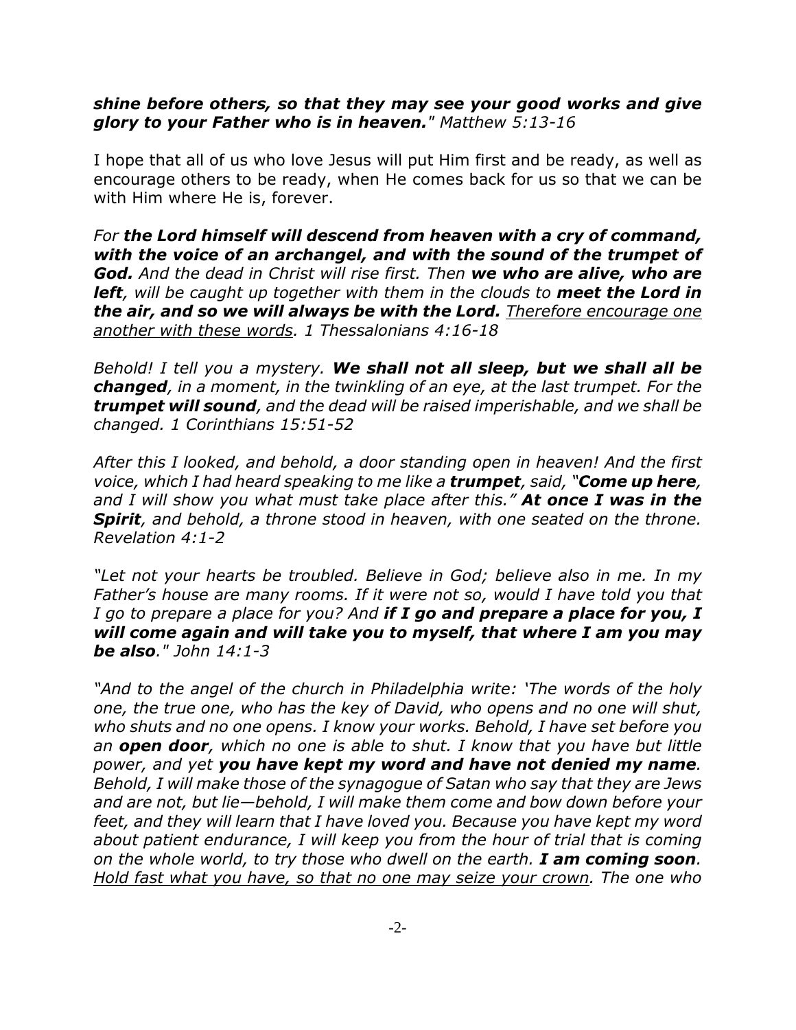***shine before others, so that they may see your good works and give glory to your Father who is in heaven.*** *" Matthew 5:13-16*

I hope that all of us who love Jesus will put Him first and be ready, as well as encourage others to be ready, when He comes back for us so that we can be with Him where He is, forever.

*For* ***the Lord himself will descend from heaven with a cry of command, with the voice of an archangel, and with the sound of the trumpet of God.*** *And the dead in Christ will rise first. Then* ***we who are alive, who are left****, will be caught up together with them in the clouds to* ***meet the Lord in the air, and so we will always be with the Lord.*** *<u>Therefore encourage one another with these words</u>. 1 Thessalonians 4:16-18*

*Behold! I tell you a mystery.* ***We shall not all sleep, but we shall all be changed****, in a moment, in the twinkling of an eye, at the last trumpet. For the* ***trumpet will sound****, and the dead will be raised imperishable, and we shall be changed. 1 Corinthians 15:51-52*

*After this I looked, and behold, a door standing open in heaven! And the first voice, which I had heard speaking to me like a* ***trumpet****, said, "****Come up here****, and I will show you what must take place after this."* ***At once I was in the Spirit****, and behold, a throne stood in heaven, with one seated on the throne. Revelation 4:1-2*

*"Let not your hearts be troubled. Believe in God; believe also in me. In my Father's house are many rooms. If it were not so, would I have told you that I go to prepare a place for you? And* ***if I go and prepare a place for you, I will come again and will take you to myself, that where I am you may be also****." John 14:1-3*

*"And to the angel of the church in Philadelphia write: 'The words of the holy one, the true one, who has the key of David, who opens and no one will shut, who shuts and no one opens. I know your works. Behold, I have set before you an* ***open door****, which no one is able to shut. I know that you have but little power, and yet* ***you have kept my word and have not denied my name****. Behold, I will make those of the synagogue of Satan who say that they are Jews and are not, but lie—behold, I will make them come and bow down before your feet, and they will learn that I have loved you. Because you have kept my word about patient endurance, I will keep you from the hour of trial that is coming on the whole world, to try those who dwell on the earth.* ***I am coming soon****. <u>Hold fast what you have, so that no one may seize your crown</u>. The one who*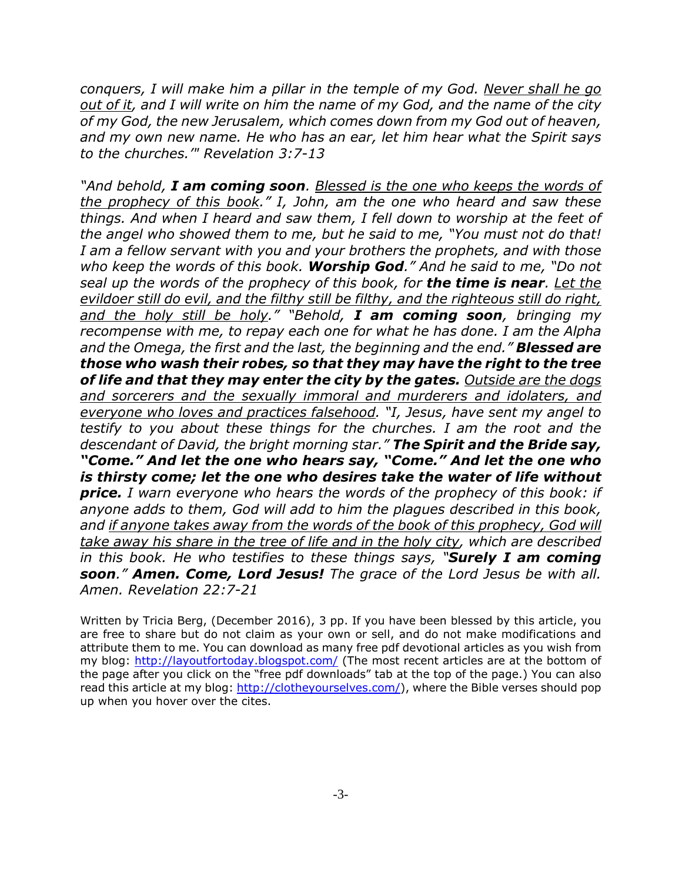*conquers, I will make him a pillar in the temple of my God. <u>Never shall he go out of it</u>, and I will write on him the name of my God, and the name of the city of my God, the new Jerusalem, which comes down from my God out of heaven, and my own new name. He who has an ear, let him hear what the Spirit says to the churches.'" Revelation 3:7-13*

*"And behold, **I am coming soon**. <u>Blessed is the one who keeps the words of the prophecy of this book</u>." I, John, am the one who heard and saw these things. And when I heard and saw them, I fell down to worship at the feet of the angel who showed them to me, but he said to me, "You must not do that! I am a fellow servant with you and your brothers the prophets, and with those who keep the words of this book. **Worship God**." And he said to me, "Do not seal up the words of the prophecy of this book, for **the time is near**. <u>Let the evildoer still do evil, and the filthy still be filthy, and the righteous still do right, and the holy still be holy</u>." "Behold, **I am coming soon**, bringing my recompense with me, to repay each one for what he has done. I am the Alpha and the Omega, the first and the last, the beginning and the end." **Blessed are those who wash their robes, so that they may have the right to the tree of life and that they may enter the city by the gates.** <u>Outside are the dogs and sorcerers and the sexually immoral and murderers and idolaters, and everyone who loves and practices falsehood</u>. "I, Jesus, have sent my angel to testify to you about these things for the churches. I am the root and the descendant of David, the bright morning star." **The Spirit and the Bride say, "Come." And let the one who hears say, "Come." And let the one who is thirsty come; let the one who desires take the water of life without price.** I warn everyone who hears the words of the prophecy of this book: if anyone adds to them, God will add to him the plagues described in this book, and <u>if anyone takes away from the words of the book of this prophecy, God will take away his share in the tree of life and in the holy city</u>, which are described in this book. He who testifies to these things says, "**Surely I am coming soon**." **Amen. Come, Lord Jesus!** The grace of the Lord Jesus be with all. Amen. Revelation 22:7-21*

Written by Tricia Berg, (December 2016), 3 pp. If you have been blessed by this article, you are free to share but do not claim as your own or sell, and do not make modifications and attribute them to me. You can download as many free pdf devotional articles as you wish from my blog: http://layoutfortoday.blogspot.com/ (The most recent articles are at the bottom of the page after you click on the "free pdf downloads" tab at the top of the page.) You can also read this article at my blog: http://clotheyourselves.com/), where the Bible verses should pop up when you hover over the cites.